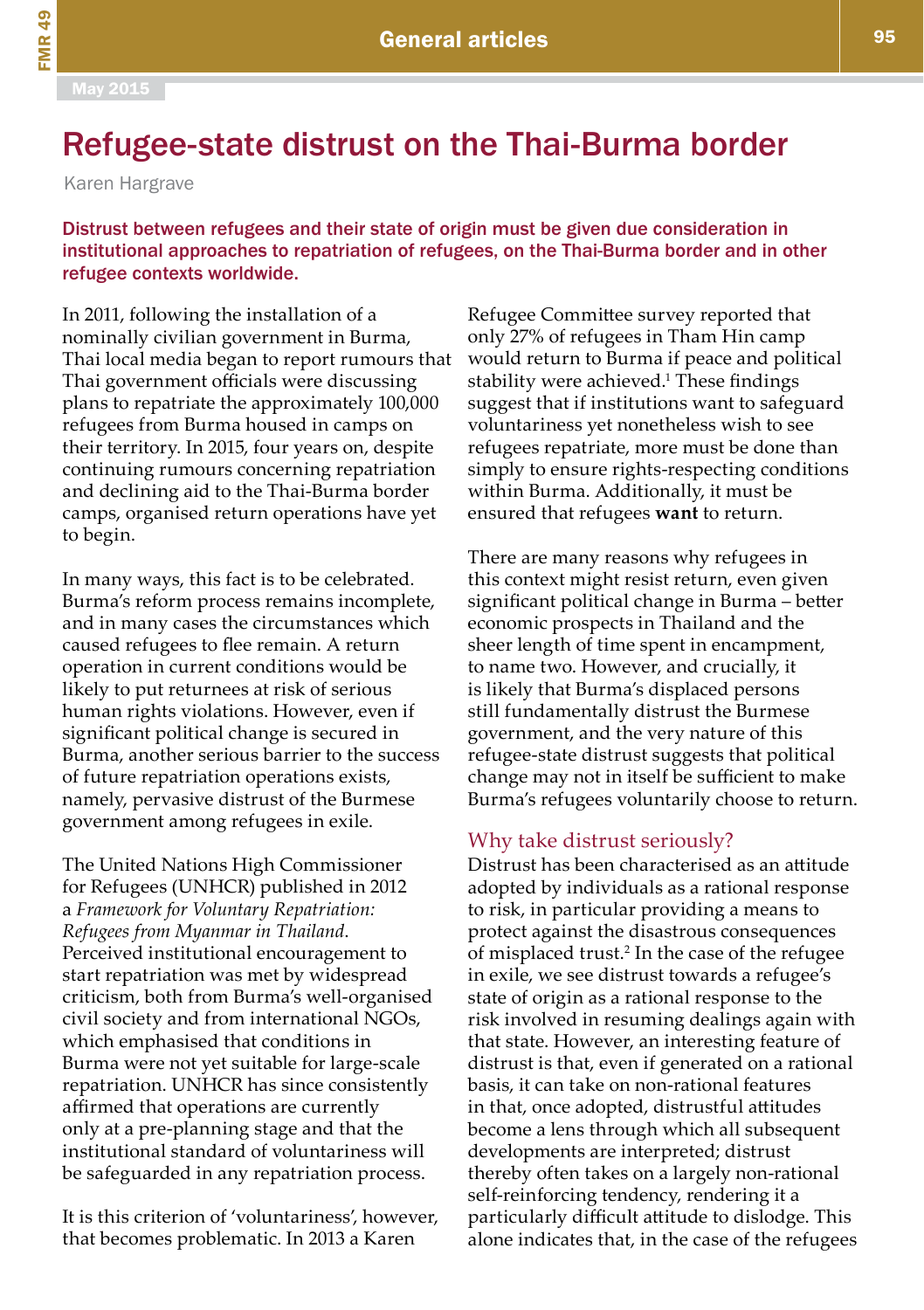# Refugee-state distrust on the Thai-Burma border

Karen Hargrave

**Distrust between refugees and their state of origin must be given due consideration in institutional approaches to repatriation of refugees, on the Thai-Burma border and in other refugee contexts worldwide.**

In 2011, following the installation of a nominally civilian government in Burma, Thai local media began to report rumours that Thai government officials were discussing plans to repatriate the approximately 100,000 refugees from Burma housed in camps on their territory. In 2015, four years on, despite continuing rumours concerning repatriation and declining aid to the Thai-Burma border camps, organised return operations have yet to begin.

In many ways, this fact is to be celebrated. Burma's reform process remains incomplete, and in many cases the circumstances which caused refugees to flee remain. A return operation in current conditions would be likely to put returnees at risk of serious human rights violations. However, even if significant political change is secured in Burma, another serious barrier to the success of future repatriation operations exists, namely, pervasive distrust of the Burmese government among refugees in exile.

The United Nations High Commissioner for Refugees (UNHCR) published in 2012 a *Framework for Voluntary Repatriation: Refugees from Myanmar in Thailand*. Perceived institutional encouragement to start repatriation was met by widespread criticism, both from Burma's well-organised civil society and from international NGOs, which emphasised that conditions in Burma were not yet suitable for large-scale repatriation. UNHCR has since consistently affirmed that operations are currently only at a pre-planning stage and that the institutional standard of voluntariness will be safeguarded in any repatriation process.

It is this criterion of 'voluntariness', however, that becomes problematic. In 2013 a Karen Refugee Committee survey reported that only 27% of refugees in Tham Hin camp would return to Burma if peace and political stability were achieved.[1] These findings suggest that if institutions want to safeguard voluntariness yet nonetheless wish to see refugees repatriate, more must be done than simply to ensure rights-respecting conditions within Burma. Additionally, it must be ensured that refugees **want** to return.

There are many reasons why refugees in this context might resist return, even given significant political change in Burma – better economic prospects in Thailand and the sheer length of time spent in encampment, to name two. However, and crucially, it is likely that Burma's displaced persons still fundamentally distrust the Burmese government, and the very nature of this refugee-state distrust suggests that political change may not in itself be sufficient to make Burma's refugees voluntarily choose to return.

## Why take distrust seriously?

Distrust has been characterised as an attitude adopted by individuals as a rational response to risk, in particular providing a means to protect against the disastrous consequences of misplaced trust.[2] In the case of the refugee in exile, we see distrust towards a refugee's state of origin as a rational response to the risk involved in resuming dealings again with that state. However, an interesting feature of distrust is that, even if generated on a rational basis, it can take on non-rational features in that, once adopted, distrustful attitudes become a lens through which all subsequent developments are interpreted; distrust thereby often takes on a largely non-rational self-reinforcing tendency, rendering it a particularly difficult attitude to dislodge. This alone indicates that, in the case of the refugees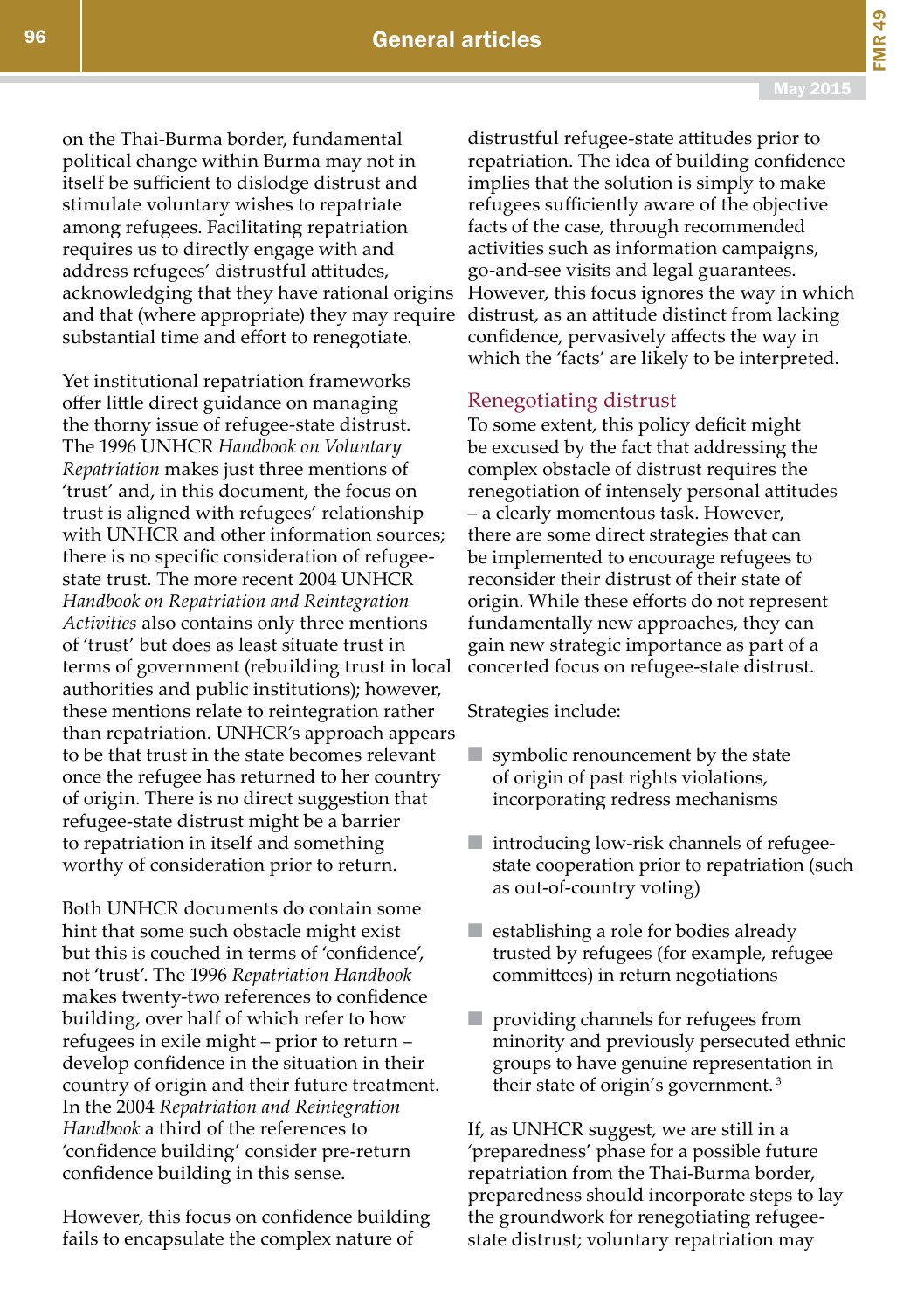on the Thai-Burma border, fundamental political change within Burma may not in itself be sufficient to dislodge distrust and stimulate voluntary wishes to repatriate among refugees. Facilitating repatriation requires us to directly engage with and address refugees' distrustful attitudes, acknowledging that they have rational origins and that (where appropriate) they may require substantial time and effort to renegotiate.

Yet institutional repatriation frameworks offer little direct guidance on managing the thorny issue of refugee-state distrust. The 1996 UNHCR *Handbook on Voluntary Repatriation* makes just three mentions of 'trust' and, in this document, the focus on trust is aligned with refugees' relationship with UNHCR and other information sources; there is no specific consideration of refugee-state trust. The more recent 2004 UNHCR *Handbook on Repatriation and Reintegration Activities* also contains only three mentions of 'trust' but does as least situate trust in terms of government (rebuilding trust in local authorities and public institutions); however, these mentions relate to reintegration rather than repatriation. UNHCR's approach appears to be that trust in the state becomes relevant once the refugee has returned to her country of origin. There is no direct suggestion that refugee-state distrust might be a barrier to repatriation in itself and something worthy of consideration prior to return.

Both UNHCR documents do contain some hint that some such obstacle might exist but this is couched in terms of 'confidence', not 'trust'. The 1996 *Repatriation Handbook* makes twenty-two references to confidence building, over half of which refer to how refugees in exile might – prior to return – develop confidence in the situation in their country of origin and their future treatment. In the 2004 *Repatriation and Reintegration Handbook* a third of the references to 'confidence building' consider pre-return confidence building in this sense.

However, this focus on confidence building fails to encapsulate the complex nature of distrustful refugee-state attitudes prior to repatriation. The idea of building confidence implies that the solution is simply to make refugees sufficiently aware of the objective facts of the case, through recommended activities such as information campaigns, go-and-see visits and legal guarantees. However, this focus ignores the way in which distrust, as an attitude distinct from lacking confidence, pervasively affects the way in which the 'facts' are likely to be interpreted.

## Renegotiating distrust

To some extent, this policy deficit might be excused by the fact that addressing the complex obstacle of distrust requires the renegotiation of intensely personal attitudes – a clearly momentous task. However, there are some direct strategies that can be implemented to encourage refugees to reconsider their distrust of their state of origin. While these efforts do not represent fundamentally new approaches, they can gain new strategic importance as part of a concerted focus on refugee-state distrust.

Strategies include:

- symbolic renouncement by the state of origin of past rights violations, incorporating redress mechanisms
- introducing low-risk channels of refugee-state cooperation prior to repatriation (such as out-of-country voting)
- establishing a role for bodies already trusted by refugees (for example, refugee committees) in return negotiations
- providing channels for refugees from minority and previously persecuted ethnic groups to have genuine representation in their state of origin's government.[3]

If, as UNHCR suggest, we are still in a 'preparedness' phase for a possible future repatriation from the Thai-Burma border, preparedness should incorporate steps to lay the groundwork for renegotiating refugee-state distrust; voluntary repatriation may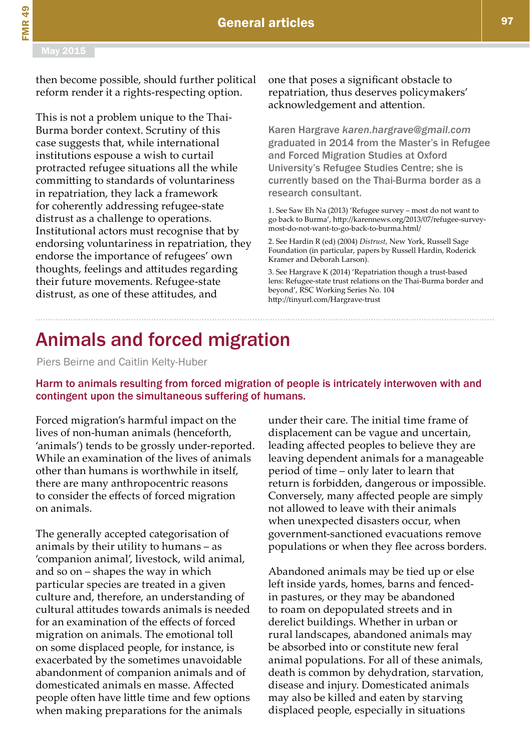then become possible, should further political reform render it a rights-respecting option.

This is not a problem unique to the Thai-Burma border context. Scrutiny of this case suggests that, while international institutions espouse a wish to curtail protracted refugee situations all the while committing to standards of voluntariness in repatriation, they lack a framework for coherently addressing refugee-state distrust as a challenge to operations. Institutional actors must recognise that by endorsing voluntariness in repatriation, they endorse the importance of refugees' own thoughts, feelings and attitudes regarding their future movements. Refugee-state distrust, as one of these attitudes, and one that poses a significant obstacle to repatriation, thus deserves policymakers' acknowledgement and attention.

**Karen Hargrave** *karen.hargrave@gmail.com* graduated in 2014 from the Master's in Refugee and Forced Migration Studies at Oxford University's Refugee Studies Centre; she is currently based on the Thai-Burma border as a research consultant.

1. See Saw Eh Na (2013) 'Refugee survey – most do not want to go back to Burma', http://karennews.org/2013/07/refugee-survey-most-do-not-want-to-go-back-to-burma.html/

2. See Hardin R (ed) (2004) *Distrust*, New York, Russell Sage Foundation (in particular, papers by Russell Hardin, Roderick Kramer and Deborah Larson).

3. See Hargrave K (2014) 'Repatriation though a trust-based lens: Refugee-state trust relations on the Thai-Burma border and beyond', RSC Working Series No. 104 http://tinyurl.com/Hargrave-trust

# Animals and forced migration

Piers Beirne and Caitlin Kelty-Huber

**Harm to animals resulting from forced migration of people is intricately interwoven with and contingent upon the simultaneous suffering of humans.**

Forced migration's harmful impact on the lives of non-human animals (henceforth, 'animals') tends to be grossly under-reported. While an examination of the lives of animals other than humans is worthwhile in itself, there are many anthropocentric reasons to consider the effects of forced migration on animals.

The generally accepted categorisation of animals by their utility to humans – as 'companion animal', livestock, wild animal, and so on – shapes the way in which particular species are treated in a given culture and, therefore, an understanding of cultural attitudes towards animals is needed for an examination of the effects of forced migration on animals. The emotional toll on some displaced people, for instance, is exacerbated by the sometimes unavoidable abandonment of companion animals and of domesticated animals en masse. Affected people often have little time and few options when making preparations for the animals under their care. The initial time frame of displacement can be vague and uncertain, leading affected peoples to believe they are leaving dependent animals for a manageable period of time – only later to learn that return is forbidden, dangerous or impossible. Conversely, many affected people are simply not allowed to leave with their animals when unexpected disasters occur, when government-sanctioned evacuations remove populations or when they flee across borders.

Abandoned animals may be tied up or else left inside yards, homes, barns and fenced-in pastures, or they may be abandoned to roam on depopulated streets and in derelict buildings. Whether in urban or rural landscapes, abandoned animals may be absorbed into or constitute new feral animal populations. For all of these animals, death is common by dehydration, starvation, disease and injury. Domesticated animals may also be killed and eaten by starving displaced people, especially in situations